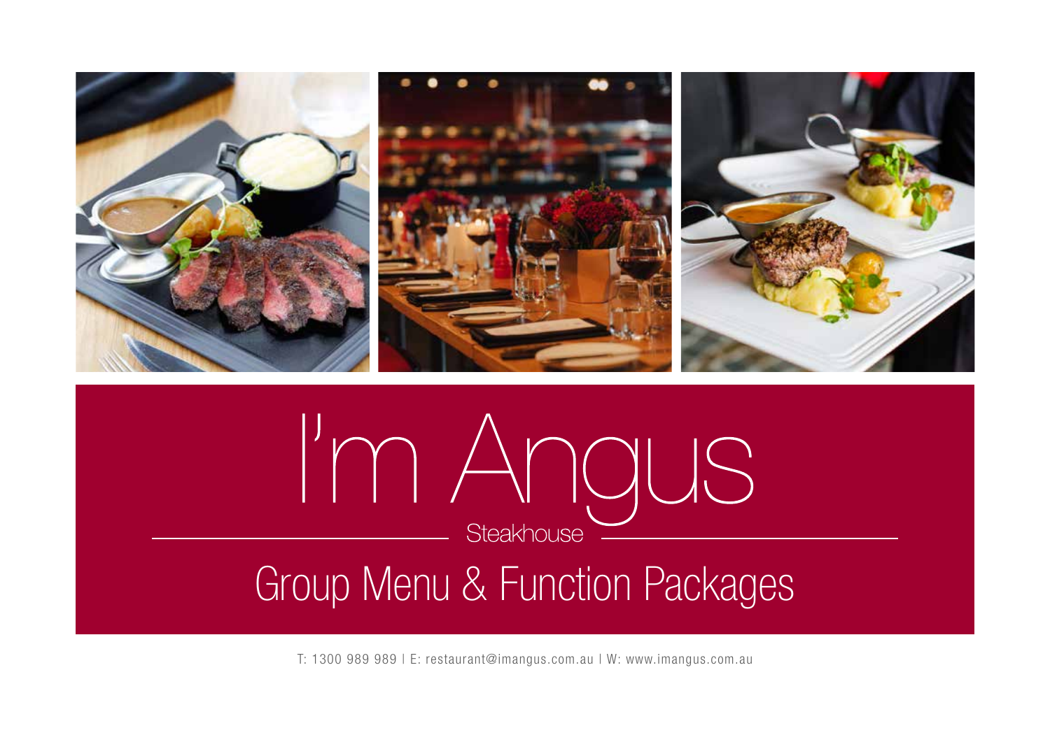# I'm Angus

Steakhouse

## Group Menu & Function Packages

T: 1300 989 989 | E: restaurant@imangus.com.au | W: www.imangus.com.au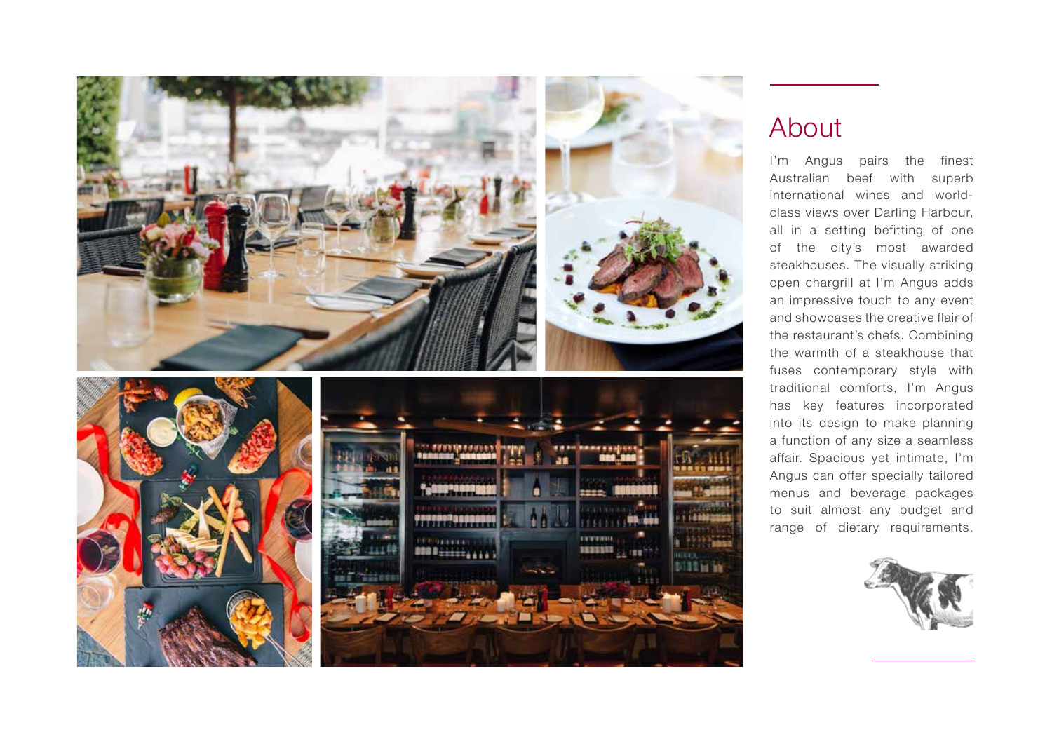## About

I'm Angus pairs the finest Australian beef with superb international wines and world-class views over Darling Harbour, all in a setting befitting of one of the city's most awarded steakhouses. The visually striking open chargrill at I'm Angus adds an impressive touch to any event and showcases the creative flair of the restaurant's chefs. Combining the warmth of a steakhouse that fuses contemporary style with traditional comforts, I'm Angus has key features incorporated into its design to make planning a function of any size a seamless affair. Spacious yet intimate, I'm Angus can offer specially tailored menus and beverage packages to suit almost any budget and range of dietary requirements.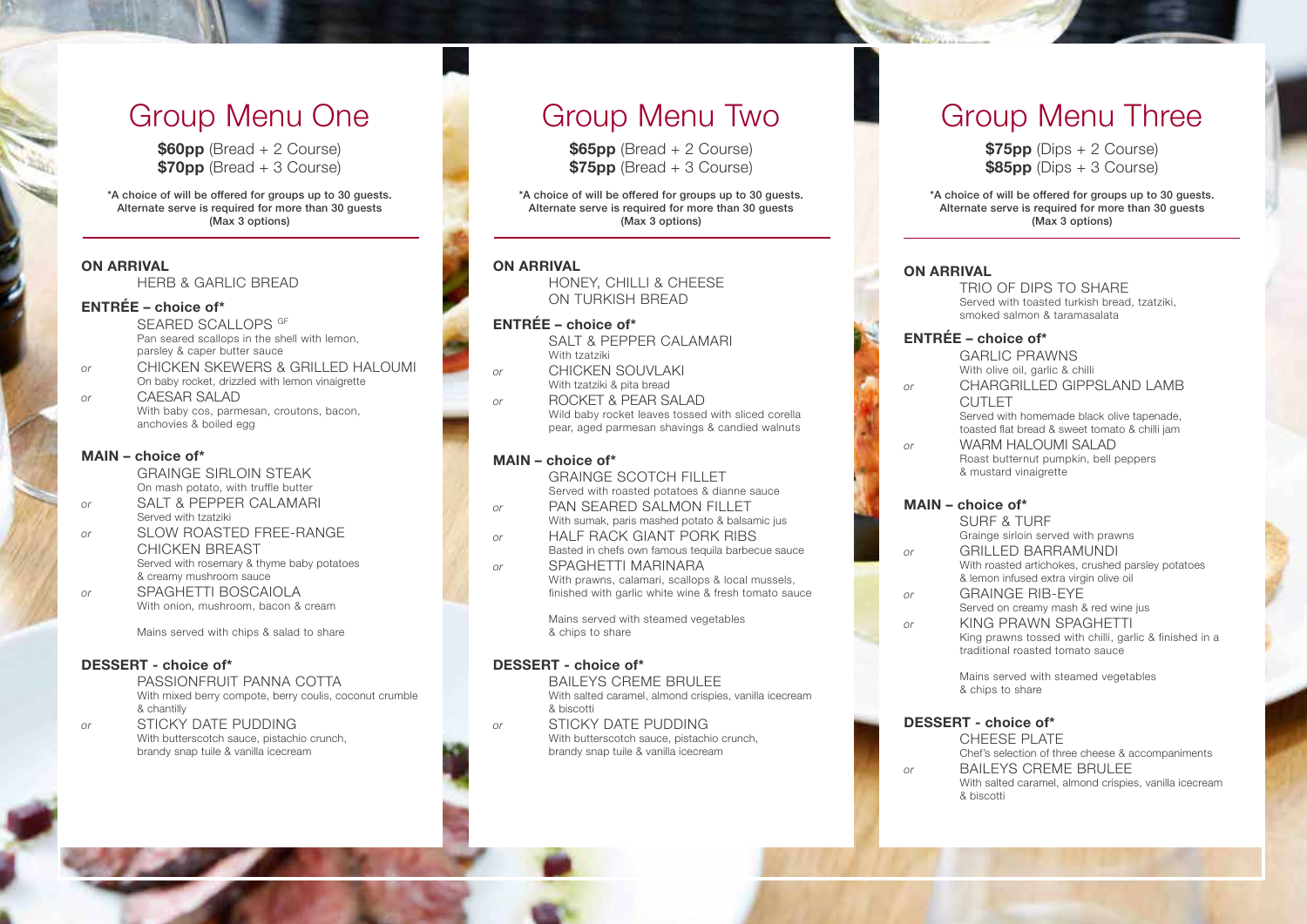# Group Menu One

**$60pp** (Bread + 2 Course)
**$70pp** (Bread + 3 Course)

**\*A choice of will be offered for groups up to 30 guests. Alternate serve is required for more than 30 guests (Max 3 options)**

### ON ARRIVAL

HERB & GARLIC BREAD

### ENTRÉE – choice of*

SEARED SCALLOPS GF
Pan seared scallops in the shell with lemon, parsley & caper butter sauce

*or* CHICKEN SKEWERS & GRILLED HALOUMI
On baby rocket, drizzled with lemon vinaigrette

*or* CAESAR SALAD
With baby cos, parmesan, croutons, bacon, anchovies & boiled egg

### MAIN – choice of*

GRAINGE SIRLOIN STEAK
On mash potato, with truffle butter

*or* SALT & PEPPER CALAMARI
Served with tzatziki

*or* SLOW ROASTED FREE-RANGE CHICKEN BREAST
Served with rosemary & thyme baby potatoes & creamy mushroom sauce

*or* SPAGHETTI BOSCAIOLA
With onion, mushroom, bacon & cream

Mains served with chips & salad to share

### DESSERT - choice of*

PASSIONFRUIT PANNA COTTA
With mixed berry compote, berry coulis, coconut crumble & chantilly

*or* STICKY DATE PUDDING
With butterscotch sauce, pistachio crunch, brandy snap tuile & vanilla icecream

# Group Menu Two

**$65pp** (Bread + 2 Course)
**$75pp** (Bread + 3 Course)

**\*A choice of will be offered for groups up to 30 guests. Alternate serve is required for more than 30 guests (Max 3 options)**

### ON ARRIVAL

HONEY, CHILLI & CHEESE ON TURKISH BREAD

### ENTRÉE – choice of*

SALT & PEPPER CALAMARI
With tzatziki

*or* CHICKEN SOUVLAKI
With tzatziki & pita bread

*or* ROCKET & PEAR SALAD
Wild baby rocket leaves tossed with sliced corella pear, aged parmesan shavings & candied walnuts

### MAIN – choice of*

GRAINGE SCOTCH FILLET
Served with roasted potatoes & dianne sauce

*or* PAN SEARED SALMON FILLET
With sumak, paris mashed potato & balsamic jus

*or* HALF RACK GIANT PORK RIBS
Basted in chefs own famous tequila barbecue sauce

*or* SPAGHETTI MARINARA
With prawns, calamari, scallops & local mussels, finished with garlic white wine & fresh tomato sauce

Mains served with steamed vegetables & chips to share

### DESSERT - choice of*

BAILEYS CREME BRULEE
With salted caramel, almond crispies, vanilla icecream & biscotti

*or* STICKY DATE PUDDING
With butterscotch sauce, pistachio crunch, brandy snap tuile & vanilla icecream

# Group Menu Three

**$75pp** (Dips + 2 Course)
**$85pp** (Dips + 3 Course)

**\*A choice of will be offered for groups up to 30 guests. Alternate serve is required for more than 30 guests (Max 3 options)**

### ON ARRIVAL

TRIO OF DIPS TO SHARE
Served with toasted turkish bread, tzatziki, smoked salmon & taramasalata

### ENTRÉE – choice of*

GARLIC PRAWNS
With olive oil, garlic & chilli

*or* CHARGRILLED GIPPSLAND LAMB CUTLET
Served with homemade black olive tapenade, toasted flat bread & sweet tomato & chilli jam

*or* WARM HALOUMI SALAD
Roast butternut pumpkin, bell peppers & mustard vinaigrette

### MAIN – choice of*

SURF & TURF
Grainge sirloin served with prawns

*or* GRILLED BARRAMUNDI
With roasted artichokes, crushed parsley potatoes & lemon infused extra virgin olive oil

*or* GRAINGE RIB-EYE
Served on creamy mash & red wine jus

*or* KING PRAWN SPAGHETTI
King prawns tossed with chilli, garlic & finished in a traditional roasted tomato sauce

Mains served with steamed vegetables & chips to share

### DESSERT - choice of*

CHEESE PLATE
Chef's selection of three cheese & accompaniments

*or* BAILEYS CREME BRULEE
With salted caramel, almond crispies, vanilla icecream & biscotti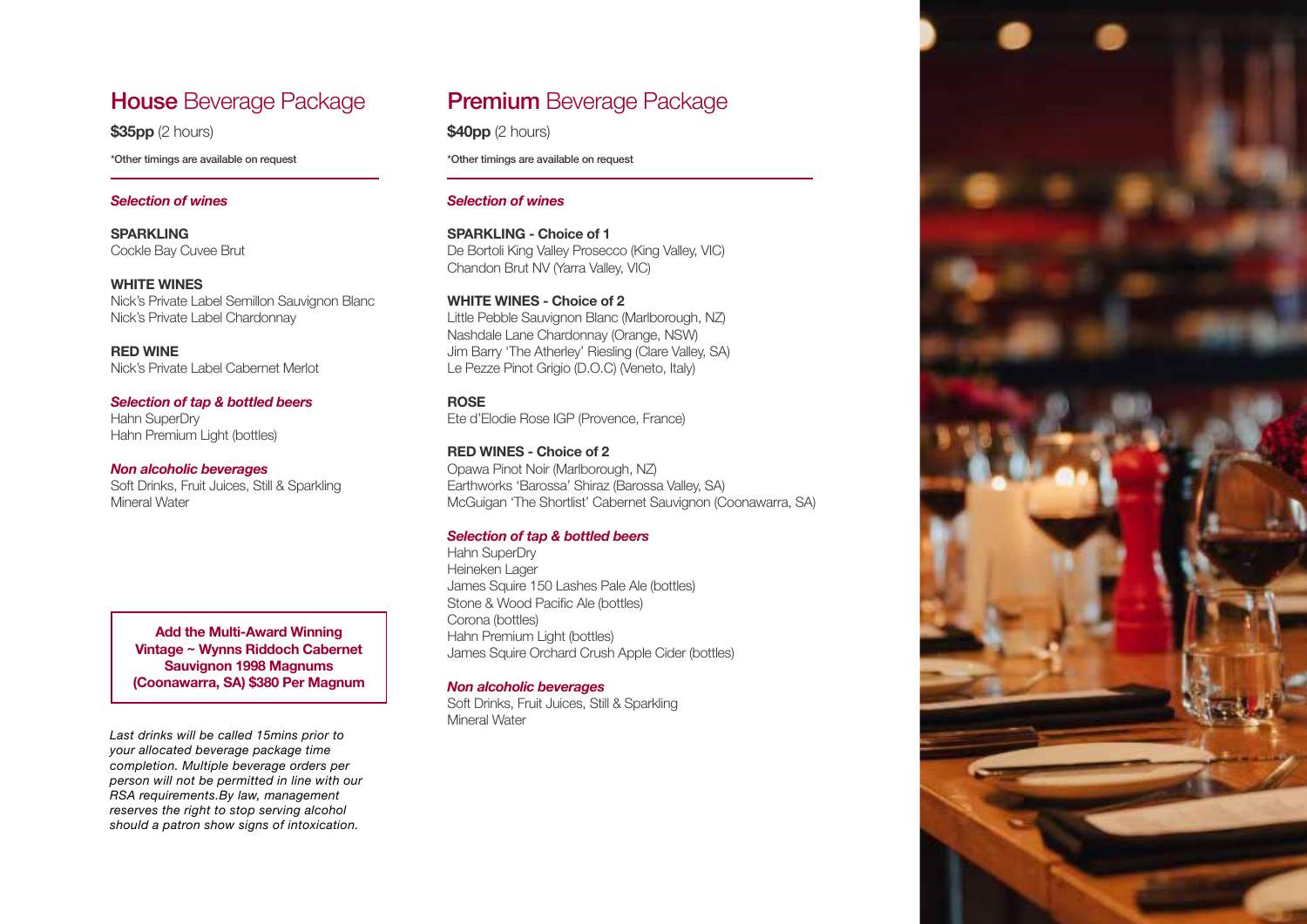## **House** Beverage Package

**$35pp** (2 hours)

*Other timings are available on request

***Selection of wines***

**SPARKLING**
Cockle Bay Cuvee Brut

**WHITE WINES**
Nick's Private Label Semillon Sauvignon Blanc
Nick's Private Label Chardonnay

**RED WINE**
Nick's Private Label Cabernet Merlot

***Selection of tap & bottled beers***
Hahn SuperDry
Hahn Premium Light (bottles)

***Non alcoholic beverages***
Soft Drinks, Fruit Juices, Still & Sparkling Mineral Water

**Add the Multi-Award Winning Vintage ~ Wynns Riddoch Cabernet Sauvignon 1998 Magnums (Coonawarra, SA) $380 Per Magnum**

*Last drinks will be called 15mins prior to your allocated beverage package time completion. Multiple beverage orders per person will not be permitted in line with our RSA requirements.By law, management reserves the right to stop serving alcohol should a patron show signs of intoxication.*

## **Premium** Beverage Package

**$40pp** (2 hours)

*Other timings are available on request

***Selection of wines***

**SPARKLING - Choice of 1**
De Bortoli King Valley Prosecco (King Valley, VIC)
Chandon Brut NV (Yarra Valley, VIC)

**WHITE WINES - Choice of 2**
Little Pebble Sauvignon Blanc (Marlborough, NZ)
Nashdale Lane Chardonnay (Orange, NSW)
Jim Barry 'The Atherley' Riesling (Clare Valley, SA)
Le Pezze Pinot Grigio (D.O.C) (Veneto, Italy)

**ROSE**
Ete d'Elodie Rose IGP (Provence, France)

**RED WINES - Choice of 2**
Opawa Pinot Noir (Marlborough, NZ)
Earthworks 'Barossa' Shiraz (Barossa Valley, SA)
McGuigan 'The Shortlist' Cabernet Sauvignon (Coonawarra, SA)

***Selection of tap & bottled beers***
Hahn SuperDry
Heineken Lager
James Squire 150 Lashes Pale Ale (bottles)
Stone & Wood Pacific Ale (bottles)
Corona (bottles)
Hahn Premium Light (bottles)
James Squire Orchard Crush Apple Cider (bottles)

***Non alcoholic beverages***
Soft Drinks, Fruit Juices, Still & Sparkling Mineral Water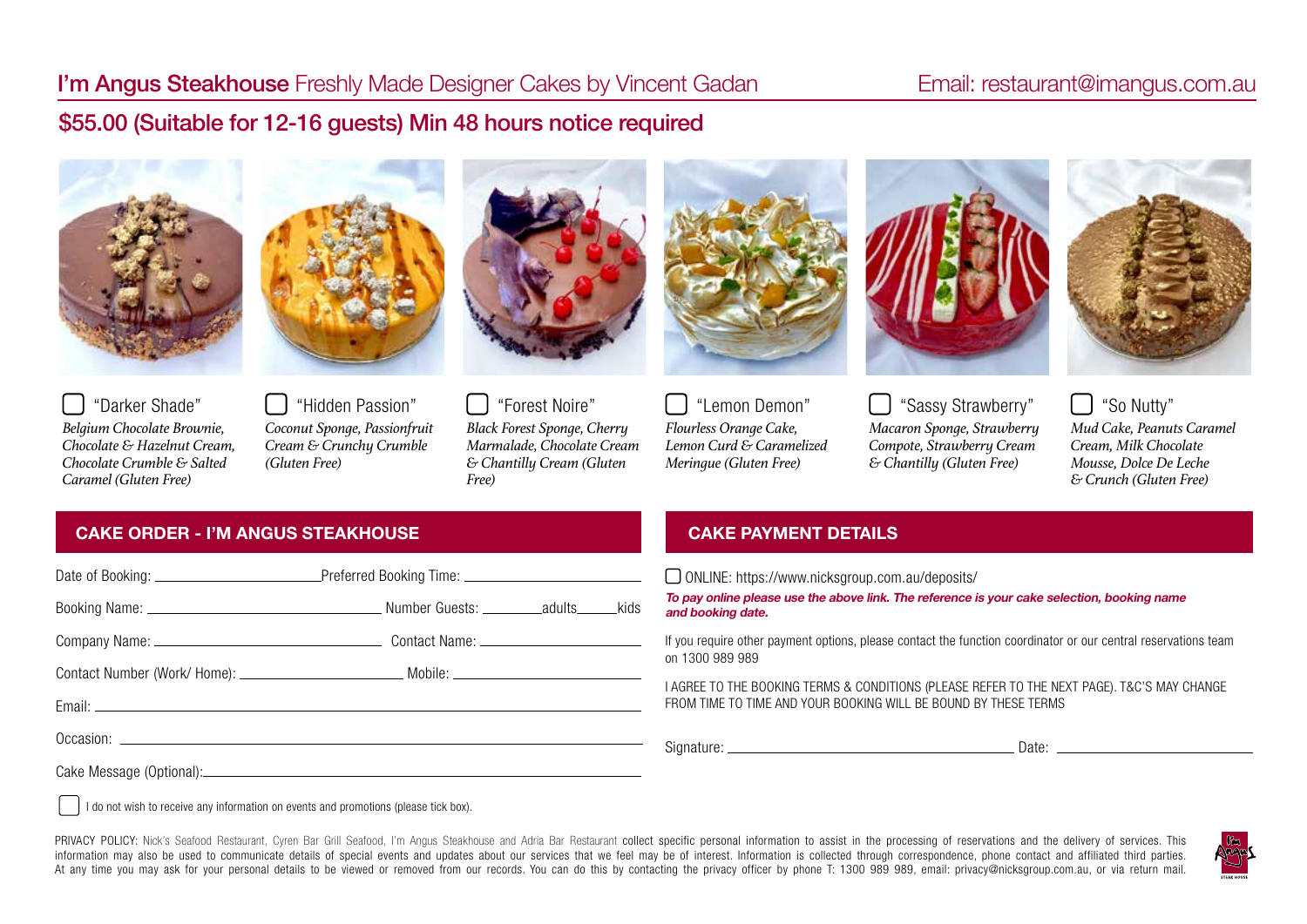## **I'm Angus Steakhouse** Freshly Made Designer Cakes by Vincent Gadan

Email: restaurant@imangus.com.au

## $55.00 (Suitable for 12-16 guests) Min 48 hours notice required

☐ "Darker Shade"
*Belgium Chocolate Brownie, Chocolate & Hazelnut Cream, Chocolate Crumble & Salted Caramel (Gluten Free)*

☐ "Hidden Passion"
*Coconut Sponge, Passionfruit Cream & Crunchy Crumble (Gluten Free)*

☐ "Forest Noire"
*Black Forest Sponge, Cherry Marmalade, Chocolate Cream & Chantilly Cream (Gluten Free)*

☐ "Lemon Demon"
*Flourless Orange Cake, Lemon Curd & Caramelized Meringue (Gluten Free)*

☐ "Sassy Strawberry"
*Macaron Sponge, Strawberry Compote, Strawberry Cream & Chantilly (Gluten Free)*

☐ "So Nutty"
*Mud Cake, Peanuts Caramel Cream, Milk Chocolate Mousse, Dolce De Leche & Crunch (Gluten Free)*

### CAKE ORDER - I'M ANGUS STEAKHOUSE

Date of Booking: ____________________ Preferred Booking Time: ____________________

Booking Name: ____________________ Number Guests: ________adults______kids

Company Name: ____________________ Contact Name: ____________________

Contact Number (Work/ Home): ____________________ Mobile: ____________________

Email: ____________________

Occasion: ____________________

Cake Message (Optional):____________________

☐ I do not wish to receive any information on events and promotions (please tick box).

### CAKE PAYMENT DETAILS

☐ ONLINE: https://www.nicksgroup.com.au/deposits/

***To pay online please use the above link. The reference is your cake selection, booking name and booking date.***

If you require other payment options, please contact the function coordinator or our central reservations team on 1300 989 989

I AGREE TO THE BOOKING TERMS & CONDITIONS (PLEASE REFER TO THE NEXT PAGE). T&C'S MAY CHANGE FROM TIME TO TIME AND YOUR BOOKING WILL BE BOUND BY THESE TERMS

Signature: ____________________ Date: ____________________

PRIVACY POLICY: Nick's Seafood Restaurant, Cyren Bar Grill Seafood, I'm Angus Steakhouse and Adria Bar Restaurant collect specific personal information to assist in the processing of reservations and the delivery of services. This information may also be used to communicate details of special events and updates about our services that we feel may be of interest. Information is collected through correspondence, phone contact and affiliated third parties. At any time you may ask for your personal details to be viewed or removed from our records. You can do this by contacting the privacy officer by phone T: 1300 989 989, email: privacy@nicksgroup.com.au, or via return mail.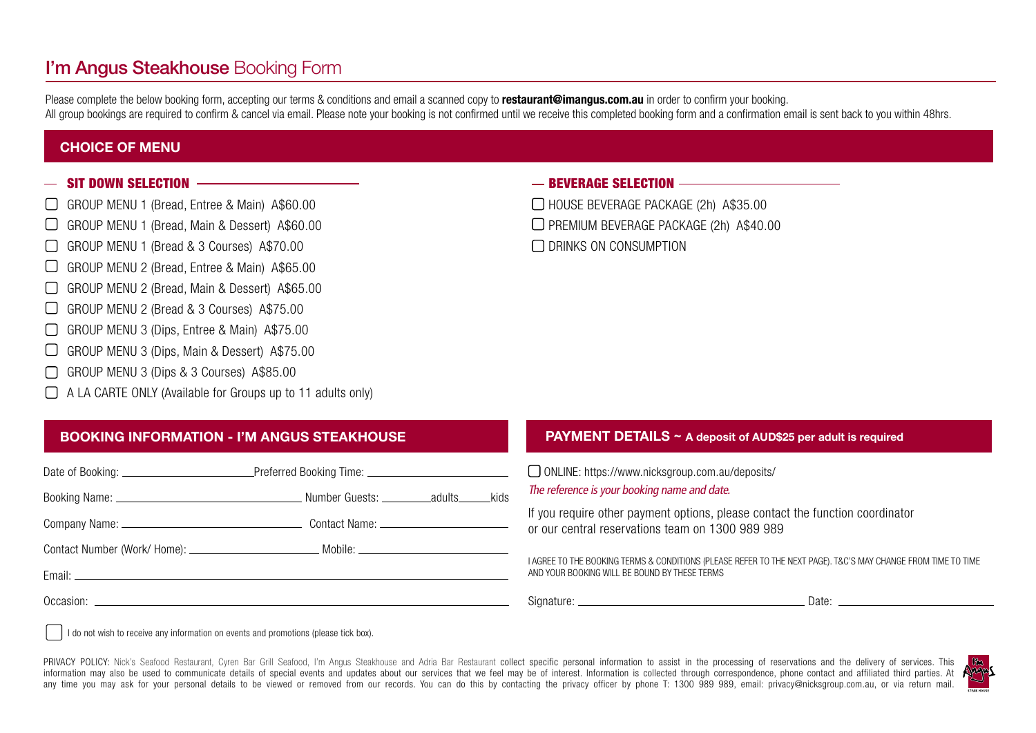# **I'm Angus Steakhouse** Booking Form

Please complete the below booking form, accepting our terms & conditions and email a scanned copy to **restaurant@imangus.com.au** in order to confirm your booking.
All group bookings are required to confirm & cancel via email. Please note your booking is not confirmed until we receive this completed booking form and a confirmation email is sent back to you within 48hrs.

## CHOICE OF MENU

### SIT DOWN SELECTION

- ☐ GROUP MENU 1 (Bread, Entree & Main) A$60.00
- ☐ GROUP MENU 1 (Bread, Main & Dessert) A$60.00
- ☐ GROUP MENU 1 (Bread & 3 Courses) A$70.00
- ☐ GROUP MENU 2 (Bread, Entree & Main) A$65.00
- ☐ GROUP MENU 2 (Bread, Main & Dessert) A$65.00
- ☐ GROUP MENU 2 (Bread & 3 Courses) A$75.00
- ☐ GROUP MENU 3 (Dips, Entree & Main) A$75.00
- ☐ GROUP MENU 3 (Dips, Main & Dessert) A$75.00
- ☐ GROUP MENU 3 (Dips & 3 Courses) A$85.00
- ☐ A LA CARTE ONLY (Available for Groups up to 11 adults only)

### BEVERAGE SELECTION

- ☐ HOUSE BEVERAGE PACKAGE (2h) A$35.00
- ☐ PREMIUM BEVERAGE PACKAGE (2h) A$40.00
- ☐ DRINKS ON CONSUMPTION

## BOOKING INFORMATION - I'M ANGUS STEAKHOUSE

Date of Booking: ____________________ Preferred Booking Time: ____________________

Booking Name: ____________________ Number Guests: ________adults______kids

Company Name: ____________________ Contact Name: ____________________

Contact Number (Work/ Home): ____________________ Mobile: ____________________

Email: ________________________________________

Occasion: ________________________________________

☐ I do not wish to receive any information on events and promotions (please tick box).

## PAYMENT DETAILS ~ A deposit of AUD$25 per adult is required

☐ ONLINE: https://www.nicksgroup.com.au/deposits/

*The reference is your booking name and date.*

If you require other payment options, please contact the function coordinator or our central reservations team on 1300 989 989

I AGREE TO THE BOOKING TERMS & CONDITIONS (PLEASE REFER TO THE NEXT PAGE). T&C'S MAY CHANGE FROM TIME TO TIME AND YOUR BOOKING WILL BE BOUND BY THESE TERMS

Signature: ____________________ Date: ____________________

PRIVACY POLICY: Nick's Seafood Restaurant, Cyren Bar Grill Seafood, I'm Angus Steakhouse and Adria Bar Restaurant collect specific personal information to assist in the processing of reservations and the delivery of services. This information may also be used to communicate details of special events and updates about our services that we feel may be of interest. Information is collected through correspondence, phone contact and affiliated third parties. At any time you may ask for your personal details to be viewed or removed from our records. You can do this by contacting the privacy officer by phone T: 1300 989 989, email: privacy@nicksgroup.com.au, or via return mail.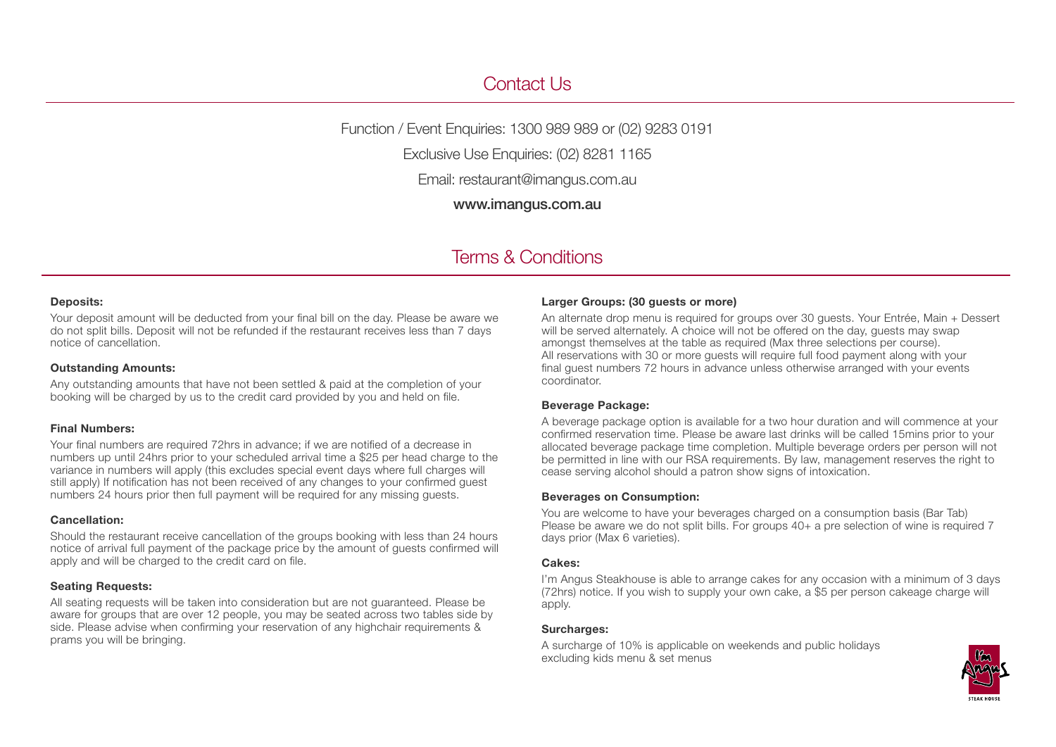## Contact Us

Function / Event Enquiries: 1300 989 989 or (02) 9283 0191

Exclusive Use Enquiries: (02) 8281 1165

Email: restaurant@imangus.com.au

**www.imangus.com.au**

## Terms & Conditions

**Deposits:**

Your deposit amount will be deducted from your final bill on the day. Please be aware we do not split bills. Deposit will not be refunded if the restaurant receives less than 7 days notice of cancellation.

**Outstanding Amounts:**

Any outstanding amounts that have not been settled & paid at the completion of your booking will be charged by us to the credit card provided by you and held on file.

**Final Numbers:**

Your final numbers are required 72hrs in advance; if we are notified of a decrease in numbers up until 24hrs prior to your scheduled arrival time a $25 per head charge to the variance in numbers will apply (this excludes special event days where full charges will still apply) If notification has not been received of any changes to your confirmed guest numbers 24 hours prior then full payment will be required for any missing guests.

**Cancellation:**

Should the restaurant receive cancellation of the groups booking with less than 24 hours notice of arrival full payment of the package price by the amount of guests confirmed will apply and will be charged to the credit card on file.

**Seating Requests:**

All seating requests will be taken into consideration but are not guaranteed. Please be aware for groups that are over 12 people, you may be seated across two tables side by side. Please advise when confirming your reservation of any highchair requirements & prams you will be bringing.

**Larger Groups: (30 guests or more)**

An alternate drop menu is required for groups over 30 guests. Your Entrée, Main + Dessert will be served alternately. A choice will not be offered on the day, guests may swap amongst themselves at the table as required (Max three selections per course). All reservations with 30 or more guests will require full food payment along with your final guest numbers 72 hours in advance unless otherwise arranged with your events coordinator.

**Beverage Package:**

A beverage package option is available for a two hour duration and will commence at your confirmed reservation time. Please be aware last drinks will be called 15mins prior to your allocated beverage package time completion. Multiple beverage orders per person will not be permitted in line with our RSA requirements. By law, management reserves the right to cease serving alcohol should a patron show signs of intoxication.

**Beverages on Consumption:**

You are welcome to have your beverages charged on a consumption basis (Bar Tab) Please be aware we do not split bills. For groups 40+ a pre selection of wine is required 7 days prior (Max 6 varieties).

**Cakes:**

I'm Angus Steakhouse is able to arrange cakes for any occasion with a minimum of 3 days (72hrs) notice. If you wish to supply your own cake, a $5 per person cakeage charge will apply.

**Surcharges:**

A surcharge of 10% is applicable on weekends and public holidays excluding kids menu & set menus